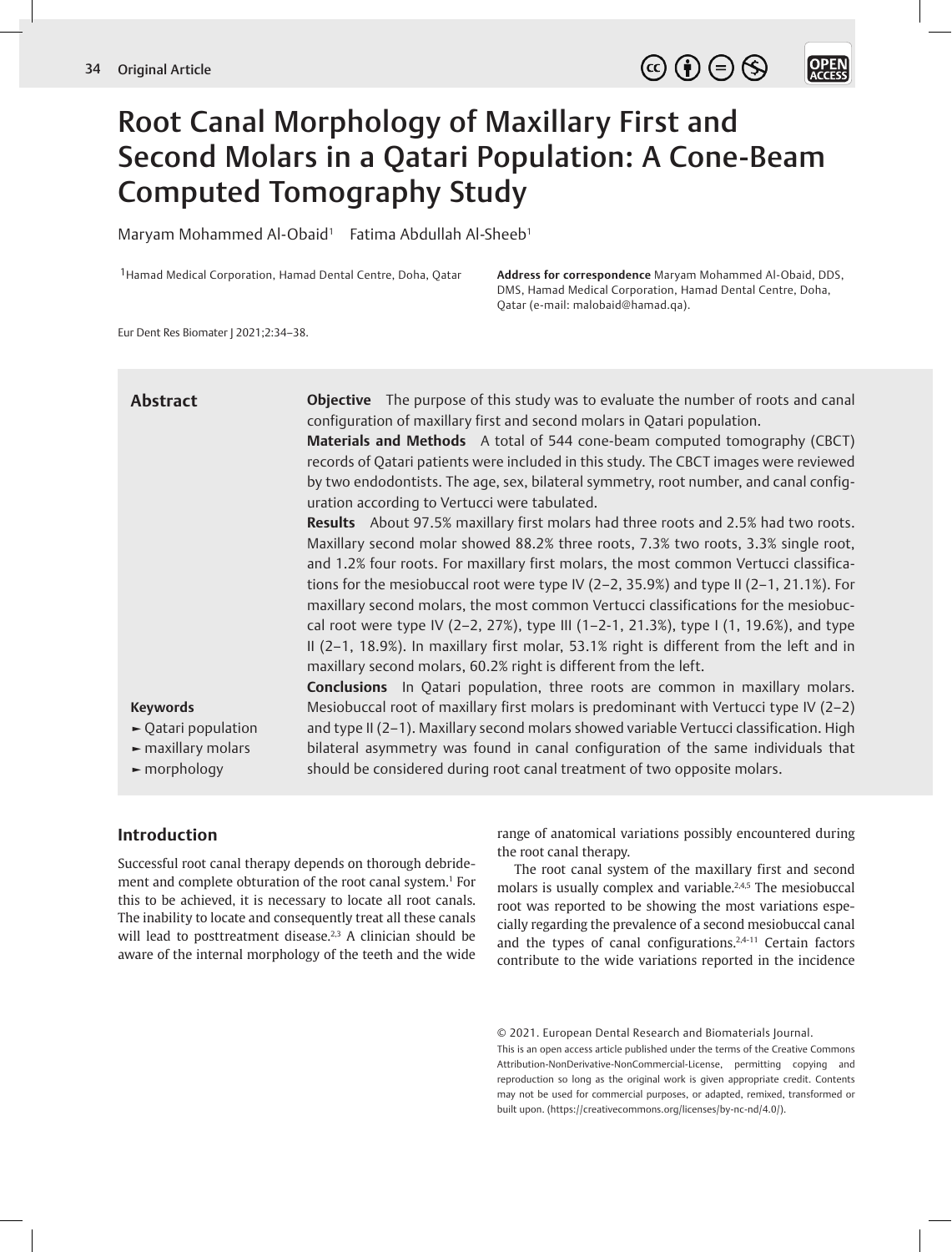Original Article

# Root Canal Morphology of Maxillary First and Second Molars in a Qatari Population: A Cone-Beam Computed Tomography Study

Maryam Mohammed Al-Obaid[1] Fatima Abdullah Al-Sheeb[1]

[1]Hamad Medical Corporation, Hamad Dental Centre, Doha, Qatar

**Address for correspondence** Maryam Mohammed Al-Obaid, DDS, DMS, Hamad Medical Corporation, Hamad Dental Centre, Doha, Qatar (e-mail: malobaid@hamad.qa).

Eur Dent Res Biomater J 2021;2:34–38.

## Abstract

**Objective** The purpose of this study was to evaluate the number of roots and canal configuration of maxillary first and second molars in Qatari population.

**Materials and Methods** A total of 544 cone-beam computed tomography (CBCT) records of Qatari patients were included in this study. The CBCT images were reviewed by two endodontists. The age, sex, bilateral symmetry, root number, and canal configuration according to Vertucci were tabulated.

**Results** About 97.5% maxillary first molars had three roots and 2.5% had two roots. Maxillary second molar showed 88.2% three roots, 7.3% two roots, 3.3% single root, and 1.2% four roots. For maxillary first molars, the most common Vertucci classifications for the mesiobuccal root were type IV (2–2, 35.9%) and type II (2–1, 21.1%). For maxillary second molars, the most common Vertucci classifications for the mesiobuccal root were type IV (2–2, 27%), type III (1–2-1, 21.3%), type I (1, 19.6%), and type II (2–1, 18.9%). In maxillary first molar, 53.1% right is different from the left and in maxillary second molars, 60.2% right is different from the left.

**Conclusions** In Qatari population, three roots are common in maxillary molars. Mesiobuccal root of maxillary first molars is predominant with Vertucci type IV (2–2) and type II (2–1). Maxillary second molars showed variable Vertucci classification. High bilateral asymmetry was found in canal configuration of the same individuals that should be considered during root canal treatment of two opposite molars.

**Keywords**

- Qatari population
- maxillary molars
- morphology

## Introduction

Successful root canal therapy depends on thorough debridement and complete obturation of the root canal system.[1] For this to be achieved, it is necessary to locate all root canals. The inability to locate and consequently treat all these canals will lead to posttreatment disease.[2,3] A clinician should be aware of the internal morphology of the teeth and the wide range of anatomical variations possibly encountered during the root canal therapy.

The root canal system of the maxillary first and second molars is usually complex and variable.[2,4,5] The mesiobuccal root was reported to be showing the most variations especially regarding the prevalence of a second mesiobuccal canal and the types of canal configurations.[2,4-11] Certain factors contribute to the wide variations reported in the incidence

© 2021. European Dental Research and Biomaterials Journal.
This is an open access article published under the terms of the Creative Commons Attribution-NonDerivative-NonCommercial-License, permitting copying and reproduction so long as the original work is given appropriate credit. Contents may not be used for commercial purposes, or adapted, remixed, transformed or built upon. (https://creativecommons.org/licenses/by-nc-nd/4.0/).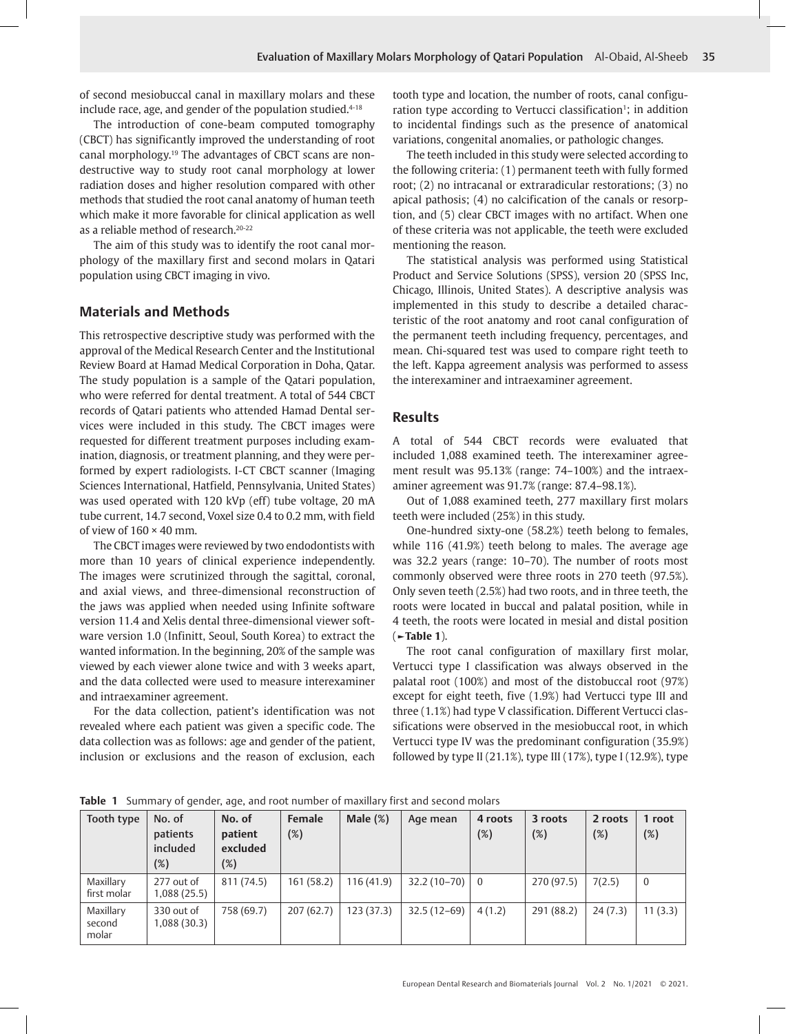of second mesiobuccal canal in maxillary molars and these include race, age, and gender of the population studied.[4-18]

The introduction of cone-beam computed tomography (CBCT) has significantly improved the understanding of root canal morphology.[19] The advantages of CBCT scans are nondestructive way to study root canal morphology at lower radiation doses and higher resolution compared with other methods that studied the root canal anatomy of human teeth which make it more favorable for clinical application as well as a reliable method of research.[20-22]

The aim of this study was to identify the root canal morphology of the maxillary first and second molars in Qatari population using CBCT imaging in vivo.

## Materials and Methods

This retrospective descriptive study was performed with the approval of the Medical Research Center and the Institutional Review Board at Hamad Medical Corporation in Doha, Qatar. The study population is a sample of the Qatari population, who were referred for dental treatment. A total of 544 CBCT records of Qatari patients who attended Hamad Dental services were included in this study. The CBCT images were requested for different treatment purposes including examination, diagnosis, or treatment planning, and they were performed by expert radiologists. I-CT CBCT scanner (Imaging Sciences International, Hatfield, Pennsylvania, United States) was used operated with 120 kVp (eff) tube voltage, 20 mA tube current, 14.7 second, Voxel size 0.4 to 0.2 mm, with field of view of 160 × 40 mm.

The CBCT images were reviewed by two endodontists with more than 10 years of clinical experience independently. The images were scrutinized through the sagittal, coronal, and axial views, and three-dimensional reconstruction of the jaws was applied when needed using Infinite software version 11.4 and Xelis dental three-dimensional viewer software version 1.0 (Infinitt, Seoul, South Korea) to extract the wanted information. In the beginning, 20% of the sample was viewed by each viewer alone twice and with 3 weeks apart, and the data collected were used to measure interexaminer and intraexaminer agreement.

For the data collection, patient's identification was not revealed where each patient was given a specific code. The data collection was as follows: age and gender of the patient, inclusion or exclusions and the reason of exclusion, each tooth type and location, the number of roots, canal configuration type according to Vertucci classification[1]; in addition to incidental findings such as the presence of anatomical variations, congenital anomalies, or pathologic changes.

The teeth included in this study were selected according to the following criteria: (1) permanent teeth with fully formed root; (2) no intracanal or extraradicular restorations; (3) no apical pathosis; (4) no calcification of the canals or resorption, and (5) clear CBCT images with no artifact. When one of these criteria was not applicable, the teeth were excluded mentioning the reason.

The statistical analysis was performed using Statistical Product and Service Solutions (SPSS), version 20 (SPSS Inc, Chicago, Illinois, United States). A descriptive analysis was implemented in this study to describe a detailed characteristic of the root anatomy and root canal configuration of the permanent teeth including frequency, percentages, and mean. Chi-squared test was used to compare right teeth to the left. Kappa agreement analysis was performed to assess the interexaminer and intraexaminer agreement.

## Results

A total of 544 CBCT records were evaluated that included 1,088 examined teeth. The interexaminer agreement result was 95.13% (range: 74–100%) and the intraexaminer agreement was 91.7% (range: 87.4–98.1%).

Out of 1,088 examined teeth, 277 maxillary first molars teeth were included (25%) in this study.

One-hundred sixty-one (58.2%) teeth belong to females, while 116 (41.9%) teeth belong to males. The average age was 32.2 years (range: 10–70). The number of roots most commonly observed were three roots in 270 teeth (97.5%). Only seven teeth (2.5%) had two roots, and in three teeth, the roots were located in buccal and palatal position, while in 4 teeth, the roots were located in mesial and distal position (►Table 1).

The root canal configuration of maxillary first molar, Vertucci type I classification was always observed in the palatal root (100%) and most of the distobuccal root (97%) except for eight teeth, five (1.9%) had Vertucci type III and three (1.1%) had type V classification. Different Vertucci classifications were observed in the mesiobuccal root, in which Vertucci type IV was the predominant configuration (35.9%) followed by type II (21.1%), type III (17%), type I (12.9%), type

**Table 1** Summary of gender, age, and root number of maxillary first and second molars

| Tooth type | No. of patients included (%) | No. of patient excluded (%) | Female (%) | Male (%) | Age mean | 4 roots (%) | 3 roots (%) | 2 roots (%) | 1 root (%) |
|---|---|---|---|---|---|---|---|---|---|
| Maxillary first molar | 277 out of 1,088 (25.5) | 811 (74.5) | 161 (58.2) | 116 (41.9) | 32.2 (10–70) | 0 | 270 (97.5) | 7(2.5) | 0 |
| Maxillary second molar | 330 out of 1,088 (30.3) | 758 (69.7) | 207 (62.7) | 123 (37.3) | 32.5 (12–69) | 4 (1.2) | 291 (88.2) | 24 (7.3) | 11 (3.3) |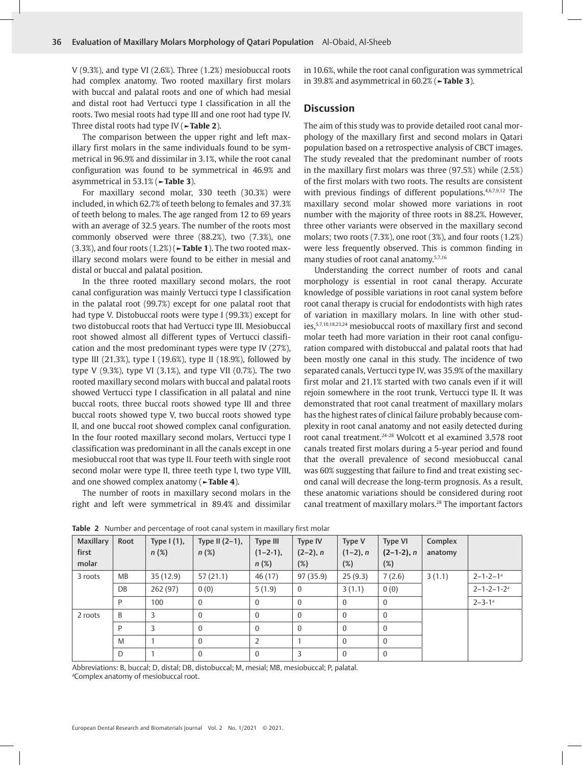V (9.3%), and type VI (2.6%). Three (1.2%) mesiobuccal roots had complex anatomy. Two rooted maxillary first molars with buccal and palatal roots and one of which had mesial and distal root had Vertucci type I classification in all the roots. Two mesial roots had type III and one root had type IV. Three distal roots had type IV (►**Table 2**).

The comparison between the upper right and left maxillary first molars in the same individuals found to be symmetrical in 96.9% and dissimilar in 3.1%, while the root canal configuration was found to be symmetrical in 46.9% and asymmetrical in 53.1% (►**Table 3**).

For maxillary second molar, 330 teeth (30.3%) were included, in which 62.7% of teeth belong to females and 37.3% of teeth belong to males. The age ranged from 12 to 69 years with an average of 32.5 years. The number of the roots most commonly observed were three (88.2%), two (7.3%), one (3.3%), and four roots (1.2%) (►**Table 1**). The two rooted maxillary second molars were found to be either in mesial and distal or buccal and palatal position.

In the three rooted maxillary second molars, the root canal configuration was mainly Vertucci type I classification in the palatal root (99.7%) except for one palatal root that had type V. Distobuccal roots were type I (99.3%) except for two distobuccal roots that had Vertucci type III. Mesiobuccal root showed almost all different types of Vertucci classification and the most predominant types were type IV (27%), type III (21.3%), type I (19.6%), type II (18.9%), followed by type V (9.3%), type VI (3.1%), and type VII (0.7%). The two rooted maxillary second molars with buccal and palatal roots showed Vertucci type I classification in all palatal and nine buccal roots, three buccal roots showed type III and three buccal roots showed type V, two buccal roots showed type II, and one buccal root showed complex canal configuration. In the four rooted maxillary second molars, Vertucci type I classification was predominant in all the canals except in one mesiobuccal root that was type II. Four teeth with single root second molar were type II, three teeth type I, two type VIII, and one showed complex anatomy (►**Table 4**).

The number of roots in maxillary second molars in the right and left were symmetrical in 89.4% and dissimilar in 10.6%, while the root canal configuration was symmetrical in 39.8% and asymmetrical in 60.2% (►**Table 3**).

## Discussion

The aim of this study was to provide detailed root canal morphology of the maxillary first and second molars in Qatari population based on a retrospective analysis of CBCT images. The study revealed that the predominant number of roots in the maxillary first molars was three (97.5%) while (2.5%) of the first molars with two roots. The results are consistent with previous findings of different populations.[4,6,7,9,12] The maxillary second molar showed more variations in root number with the majority of three roots in 88.2%. However, three other variants were observed in the maxillary second molars; two roots (7.3%), one root (3%), and four roots (1.2%) were less frequently observed. This is common finding in many studies of root canal anatomy.[5,7,16]

Understanding the correct number of roots and canal morphology is essential in root canal therapy. Accurate knowledge of possible variations in root canal system before root canal therapy is crucial for endodontists with high rates of variation in maxillary molars. In line with other studies,[5,7,10,18,23,24] mesiobuccal roots of maxillary first and second molar teeth had more variation in their root canal configuration compared with distobuccal and palatal roots that had been mostly one canal in this study. The incidence of two separated canals, Vertucci type IV, was 35.9% of the maxillary first molar and 21.1% started with two canals even if it will rejoin somewhere in the root trunk, Vertucci type II. It was demonstrated that root canal treatment of maxillary molars has the highest rates of clinical failure probably because complexity in root canal anatomy and not easily detected during root canal treatment.[24-28] Wolcott et al examined 3,578 root canals treated first molars during a 5-year period and found that the overall prevalence of second mesiobuccal canal was 60% suggesting that failure to find and treat existing second canal will decrease the long-term prognosis. As a result, these anatomic variations should be considered during root canal treatment of maxillary molars.[28] The important factors

**Table 2** Number and percentage of root canal system in maxillary first molar

| Maxillary first molar | Root | Type I (1), n (%) | Type II (2–1), n (%) | Type III (1–2–1), n (%) | Type IV (2–2), n (%) | Type V (1–2), n (%) | Type VI (2–1–2), n (%) | Complex anatomy | |
|---|---|---|---|---|---|---|---|---|---|
| 3 roots | MB | 35 (12.9) | 57 (21.1) | 46 (17) | 97 (35.9) | 25 (9.3) | 7 (2.6) | 3 (1.1) | 2–1–2–1[a] |
| | DB | 262 (97) | 0 (0) | 5 (1.9) | 0 | 3 (1.1) | 0 (0) | | 2–1–2–1–2[a] |
| | P | 100 | 0 | 0 | 0 | 0 | 0 | | 2–3–1[a] |
| 2 roots | B | 3 | 0 | 0 | 0 | 0 | 0 | | |
| | P | 3 | 0 | 0 | 0 | 0 | 0 | | |
| | M | 1 | 0 | 2 | 1 | 0 | 0 | | |
| | D | 1 | 0 | 0 | 3 | 0 | 0 | | |

Abbreviations: B, buccal; D, distal; DB, distobuccal; M, mesial; MB, mesiobuccal; P, palatal.
[a]Complex anatomy of mesiobuccal root.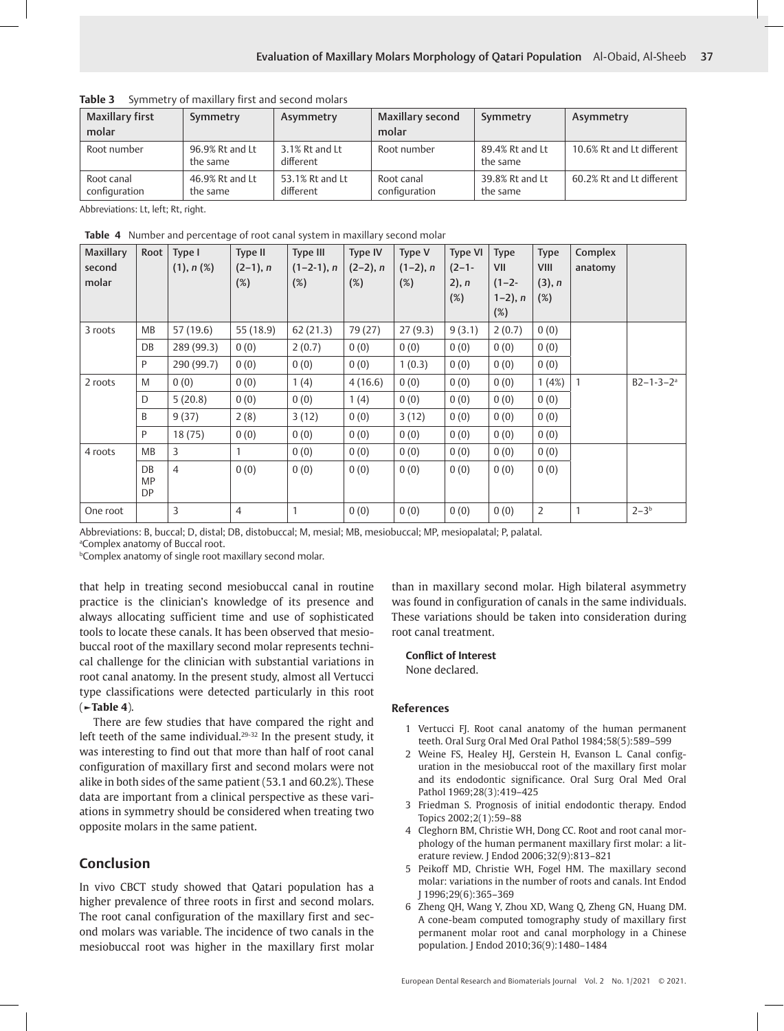**Table 3** Symmetry of maxillary first and second molars

| Maxillary first molar | Symmetry | Asymmetry | Maxillary second molar | Symmetry | Asymmetry |
|---|---|---|---|---|---|
| Root number | 96.9% Rt and Lt the same | 3.1% Rt and Lt different | Root number | 89.4% Rt and Lt the same | 10.6% Rt and Lt different |
| Root canal configuration | 46.9% Rt and Lt the same | 53.1% Rt and Lt different | Root canal configuration | 39.8% Rt and Lt the same | 60.2% Rt and Lt different |

Abbreviations: Lt, left; Rt, right.

**Table 4** Number and percentage of root canal system in maxillary second molar

| Maxillary second molar | Root | Type I (1), *n* (%) | Type II (2–1), *n* (%) | Type III (1–2-1), *n* (%) | Type IV (2–2), *n* (%) | Type V (1–2), *n* (%) | Type VI (2–1-2), *n* (%) | Type VII (1–2-1–2), *n* (%) | Type VIII (3), *n* (%) | Complex anatomy | |
|---|---|---|---|---|---|---|---|---|---|---|---|
| 3 roots | MB | 57 (19.6) | 55 (18.9) | 62 (21.3) | 79 (27) | 27 (9.3) | 9 (3.1) | 2 (0.7) | 0 (0) | | |
| | DB | 289 (99.3) | 0 (0) | 2 (0.7) | 0 (0) | 0 (0) | 0 (0) | 0 (0) | 0 (0) | | |
| | P | 290 (99.7) | 0 (0) | 0 (0) | 0 (0) | 1 (0.3) | 0 (0) | 0 (0) | 0 (0) | | |
| 2 roots | M | 0 (0) | 0 (0) | 1 (4) | 4 (16.6) | 0 (0) | 0 (0) | 0 (0) | 1 (4%) | 1 | B2–1-3–2[a] |
| | D | 5 (20.8) | 0 (0) | 0 (0) | 1 (4) | 0 (0) | 0 (0) | 0 (0) | 0 (0) | | |
| | B | 9 (37) | 2 (8) | 3 (12) | 0 (0) | 3 (12) | 0 (0) | 0 (0) | 0 (0) | | |
| | P | 18 (75) | 0 (0) | 0 (0) | 0 (0) | 0 (0) | 0 (0) | 0 (0) | 0 (0) | | |
| 4 roots | MB | 3 | 1 | 0 (0) | 0 (0) | 0 (0) | 0 (0) | 0 (0) | 0 (0) | | |
| | DB MP DP | 4 | 0 (0) | 0 (0) | 0 (0) | 0 (0) | 0 (0) | 0 (0) | 0 (0) | | |
| One root | | 3 | 4 | 1 | 0 (0) | 0 (0) | 0 (0) | 0 (0) | 2 | 1 | 2–3[b] |

Abbreviations: B, buccal; D, distal; DB, distobuccal; M, mesial; MB, mesiobuccal; MP, mesiopalatal; P, palatal.
[a]Complex anatomy of Buccal root.
[b]Complex anatomy of single root maxillary second molar.

that help in treating second mesiobuccal canal in routine practice is the clinician's knowledge of its presence and always allocating sufficient time and use of sophisticated tools to locate these canals. It has been observed that mesiobuccal root of the maxillary second molar represents technical challenge for the clinician with substantial variations in root canal anatomy. In the present study, almost all Vertucci type classifications were detected particularly in this root (►**Table 4**).

There are few studies that have compared the right and left teeth of the same individual.[29-32] In the present study, it was interesting to find out that more than half of root canal configuration of maxillary first and second molars were not alike in both sides of the same patient (53.1 and 60.2%). These data are important from a clinical perspective as these variations in symmetry should be considered when treating two opposite molars in the same patient.

## Conclusion

In vivo CBCT study showed that Qatari population has a higher prevalence of three roots in first and second molars. The root canal configuration of the maxillary first and second molars was variable. The incidence of two canals in the mesiobuccal root was higher in the maxillary first molar than in maxillary second molar. High bilateral asymmetry was found in configuration of canals in the same individuals. These variations should be taken into consideration during root canal treatment.

**Conflict of Interest**
None declared.

### References

1. Vertucci FJ. Root canal anatomy of the human permanent teeth. Oral Surg Oral Med Oral Pathol 1984;58(5):589–599
2. Weine FS, Healey HJ, Gerstein H, Evanson L. Canal configuration in the mesiobuccal root of the maxillary first molar and its endodontic significance. Oral Surg Oral Med Oral Pathol 1969;28(3):419–425
3. Friedman S. Prognosis of initial endodontic therapy. Endod Topics 2002;2(1):59–88
4. Cleghorn BM, Christie WH, Dong CC. Root and root canal morphology of the human permanent maxillary first molar: a literature review. J Endod 2006;32(9):813–821
5. Peikoff MD, Christie WH, Fogel HM. The maxillary second molar: variations in the number of roots and canals. Int Endod J 1996;29(6):365–369
6. Zheng QH, Wang Y, Zhou XD, Wang Q, Zheng GN, Huang DM. A cone-beam computed tomography study of maxillary first permanent molar root and canal morphology in a Chinese population. J Endod 2010;36(9):1480–1484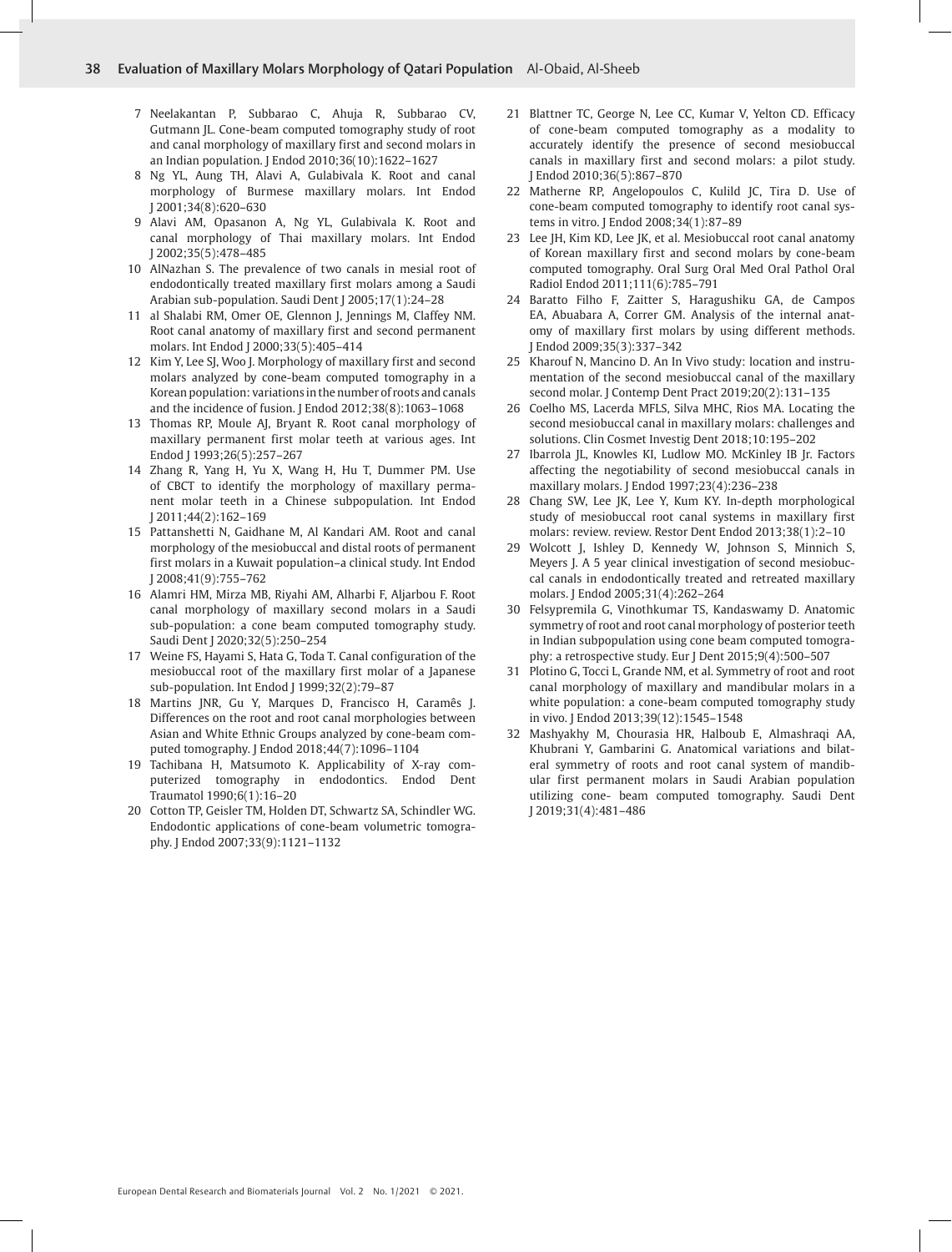7 Neelakantan P, Subbarao C, Ahuja R, Subbarao CV, Gutmann JL. Cone-beam computed tomography study of root and canal morphology of maxillary first and second molars in an Indian population. J Endod 2010;36(10):1622–1627

8 Ng YL, Aung TH, Alavi A, Gulabivala K. Root and canal morphology of Burmese maxillary molars. Int Endod J 2001;34(8):620–630

9 Alavi AM, Opasanon A, Ng YL, Gulabivala K. Root and canal morphology of Thai maxillary molars. Int Endod J 2002;35(5):478–485

10 AlNazhan S. The prevalence of two canals in mesial root of endodontically treated maxillary first molars among a Saudi Arabian sub-population. Saudi Dent J 2005;17(1):24–28

11 al Shalabi RM, Omer OE, Glennon J, Jennings M, Claffey NM. Root canal anatomy of maxillary first and second permanent molars. Int Endod J 2000;33(5):405–414

12 Kim Y, Lee SJ, Woo J. Morphology of maxillary first and second molars analyzed by cone-beam computed tomography in a Korean population: variations in the number of roots and canals and the incidence of fusion. J Endod 2012;38(8):1063–1068

13 Thomas RP, Moule AJ, Bryant R. Root canal morphology of maxillary permanent first molar teeth at various ages. Int Endod J 1993;26(5):257–267

14 Zhang R, Yang H, Yu X, Wang H, Hu T, Dummer PM. Use of CBCT to identify the morphology of maxillary permanent molar teeth in a Chinese subpopulation. Int Endod J 2011;44(2):162–169

15 Pattanshetti N, Gaidhane M, Al Kandari AM. Root and canal morphology of the mesiobuccal and distal roots of permanent first molars in a Kuwait population–a clinical study. Int Endod J 2008;41(9):755–762

16 Alamri HM, Mirza MB, Riyahi AM, Alharbi F, Aljarbou F. Root canal morphology of maxillary second molars in a Saudi sub-population: a cone beam computed tomography study. Saudi Dent J 2020;32(5):250–254

17 Weine FS, Hayami S, Hata G, Toda T. Canal configuration of the mesiobuccal root of the maxillary first molar of a Japanese sub-population. Int Endod J 1999;32(2):79–87

18 Martins JNR, Gu Y, Marques D, Francisco H, Caramês J. Differences on the root and root canal morphologies between Asian and White Ethnic Groups analyzed by cone-beam computed tomography. J Endod 2018;44(7):1096–1104

19 Tachibana H, Matsumoto K. Applicability of X-ray computerized tomography in endodontics. Endod Dent Traumatol 1990;6(1):16–20

20 Cotton TP, Geisler TM, Holden DT, Schwartz SA, Schindler WG. Endodontic applications of cone-beam volumetric tomography. J Endod 2007;33(9):1121–1132

21 Blattner TC, George N, Lee CC, Kumar V, Yelton CD. Efficacy of cone-beam computed tomography as a modality to accurately identify the presence of second mesiobuccal canals in maxillary first and second molars: a pilot study. J Endod 2010;36(5):867–870

22 Matherne RP, Angelopoulos C, Kulild JC, Tira D. Use of cone-beam computed tomography to identify root canal systems in vitro. J Endod 2008;34(1):87–89

23 Lee JH, Kim KD, Lee JK, et al. Mesiobuccal root canal anatomy of Korean maxillary first and second molars by cone-beam computed tomography. Oral Surg Oral Med Oral Pathol Oral Radiol Endod 2011;111(6):785–791

24 Baratto Filho F, Zaitter S, Haragushiku GA, de Campos EA, Abuabara A, Correr GM. Analysis of the internal anatomy of maxillary first molars by using different methods. J Endod 2009;35(3):337–342

25 Kharouf N, Mancino D. An In Vivo study: location and instrumentation of the second mesiobuccal canal of the maxillary second molar. J Contemp Dent Pract 2019;20(2):131–135

26 Coelho MS, Lacerda MFLS, Silva MHC, Rios MA. Locating the second mesiobuccal canal in maxillary molars: challenges and solutions. Clin Cosmet Investig Dent 2018;10:195–202

27 Ibarrola JL, Knowles KI, Ludlow MO. McKinley IB Jr. Factors affecting the negotiability of second mesiobuccal canals in maxillary molars. J Endod 1997;23(4):236–238

28 Chang SW, Lee JK, Lee Y, Kum KY. In-depth morphological study of mesiobuccal root canal systems in maxillary first molars: review. review. Restor Dent Endod 2013;38(1):2–10

29 Wolcott J, Ishley D, Kennedy W, Johnson S, Minnich S, Meyers J. A 5 year clinical investigation of second mesiobuccal canals in endodontically treated and retreated maxillary molars. J Endod 2005;31(4):262–264

30 Felsypremila G, Vinothkumar TS, Kandaswamy D. Anatomic symmetry of root and root canal morphology of posterior teeth in Indian subpopulation using cone beam computed tomography: a retrospective study. Eur J Dent 2015;9(4):500–507

31 Plotino G, Tocci L, Grande NM, et al. Symmetry of root and root canal morphology of maxillary and mandibular molars in a white population: a cone-beam computed tomography study in vivo. J Endod 2013;39(12):1545–1548

32 Mashyakhy M, Chourasia HR, Halboub E, Almashraqi AA, Khubrani Y, Gambarini G. Anatomical variations and bilateral symmetry of roots and root canal system of mandibular first permanent molars in Saudi Arabian population utilizing cone- beam computed tomography. Saudi Dent J 2019;31(4):481–486